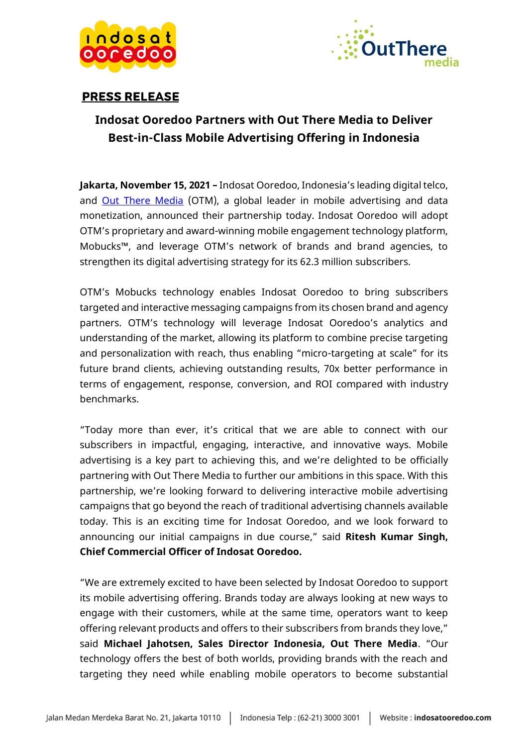**PRESS RELEASE**

## Indosat Ooredoo Partners with Out There Media to Deliver Best-in-Class Mobile Advertising Offering in Indonesia

**Jakarta, November 15, 2021 –** Indosat Ooredoo, Indonesia's leading digital telco, and Out There Media (OTM), a global leader in mobile advertising and data monetization, announced their partnership today. Indosat Ooredoo will adopt OTM's proprietary and award-winning mobile engagement technology platform, Mobucks™, and leverage OTM's network of brands and brand agencies, to strengthen its digital advertising strategy for its 62.3 million subscribers.

OTM's Mobucks technology enables Indosat Ooredoo to bring subscribers targeted and interactive messaging campaigns from its chosen brand and agency partners. OTM's technology will leverage Indosat Ooredoo's analytics and understanding of the market, allowing its platform to combine precise targeting and personalization with reach, thus enabling "micro-targeting at scale" for its future brand clients, achieving outstanding results, 70x better performance in terms of engagement, response, conversion, and ROI compared with industry benchmarks.

"Today more than ever, it's critical that we are able to connect with our subscribers in impactful, engaging, interactive, and innovative ways. Mobile advertising is a key part to achieving this, and we're delighted to be officially partnering with Out There Media to further our ambitions in this space. With this partnership, we're looking forward to delivering interactive mobile advertising campaigns that go beyond the reach of traditional advertising channels available today. This is an exciting time for Indosat Ooredoo, and we look forward to announcing our initial campaigns in due course," said **Ritesh Kumar Singh, Chief Commercial Officer of Indosat Ooredoo.**

"We are extremely excited to have been selected by Indosat Ooredoo to support its mobile advertising offering. Brands today are always looking at new ways to engage with their customers, while at the same time, operators want to keep offering relevant products and offers to their subscribers from brands they love," said **Michael Jahotsen, Sales Director Indonesia, Out There Media**. "Our technology offers the best of both worlds, providing brands with the reach and targeting they need while enabling mobile operators to become substantial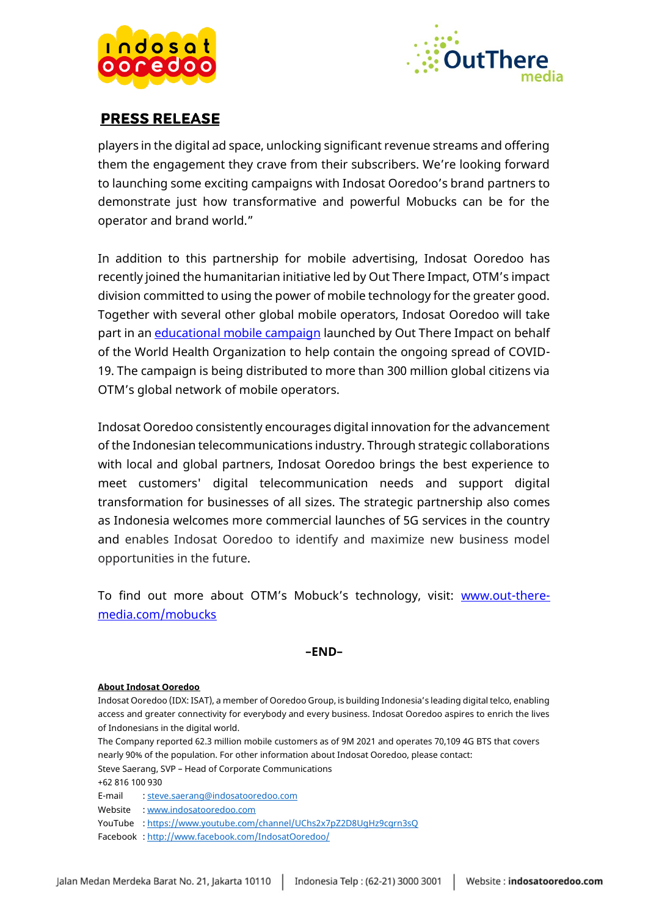**PRESS RELEASE**

players in the digital ad space, unlocking significant revenue streams and offering them the engagement they crave from their subscribers. We're looking forward to launching some exciting campaigns with Indosat Ooredoo's brand partners to demonstrate just how transformative and powerful Mobucks can be for the operator and brand world."

In addition to this partnership for mobile advertising, Indosat Ooredoo has recently joined the humanitarian initiative led by Out There Impact, OTM's impact division committed to using the power of mobile technology for the greater good. Together with several other global mobile operators, Indosat Ooredoo will take part in an educational mobile campaign launched by Out There Impact on behalf of the World Health Organization to help contain the ongoing spread of COVID-19. The campaign is being distributed to more than 300 million global citizens via OTM's global network of mobile operators.

Indosat Ooredoo consistently encourages digital innovation for the advancement of the Indonesian telecommunications industry. Through strategic collaborations with local and global partners, Indosat Ooredoo brings the best experience to meet customers' digital telecommunication needs and support digital transformation for businesses of all sizes. The strategic partnership also comes as Indonesia welcomes more commercial launches of 5G services in the country and enables Indosat Ooredoo to identify and maximize new business model opportunities in the future.

To find out more about OTM's Mobuck's technology, visit: www.out-there-media.com/mobucks

**–END–**

**About Indosat Ooredoo**

Indosat Ooredoo (IDX: ISAT), a member of Ooredoo Group, is building Indonesia's leading digital telco, enabling access and greater connectivity for everybody and every business. Indosat Ooredoo aspires to enrich the lives of Indonesians in the digital world.

The Company reported 62.3 million mobile customers as of 9M 2021 and operates 70,109 4G BTS that covers nearly 90% of the population. For other information about Indosat Ooredoo, please contact:

Steve Saerang, SVP – Head of Corporate Communications

+62 816 100 930

E-mail : steve.saerang@indosatooredoo.com

Website : www.indosatooredoo.com

YouTube : https://www.youtube.com/channel/UChs2x7pZ2D8UgHz9cgrn3sQ

Facebook : http://www.facebook.com/IndosatOoredoo/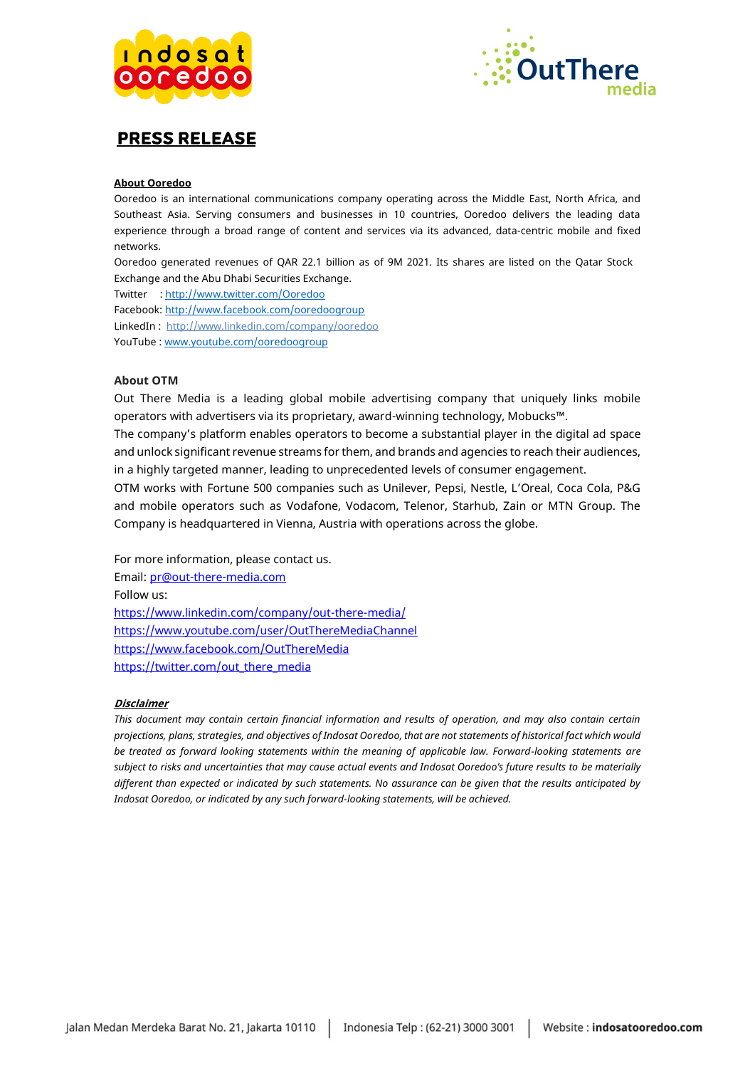# PRESS RELEASE

**About Ooredoo**

Ooredoo is an international communications company operating across the Middle East, North Africa, and Southeast Asia. Serving consumers and businesses in 10 countries, Ooredoo delivers the leading data experience through a broad range of content and services via its advanced, data-centric mobile and fixed networks.

Ooredoo generated revenues of QAR 22.1 billion as of 9M 2021. Its shares are listed on the Qatar Stock Exchange and the Abu Dhabi Securities Exchange.

Twitter : http://www.twitter.com/Ooredoo
Facebook: http://www.facebook.com/ooredoogroup
LinkedIn : http://www.linkedin.com/company/ooredoo
YouTube : www.youtube.com/ooredoogroup

**About OTM**

Out There Media is a leading global mobile advertising company that uniquely links mobile operators with advertisers via its proprietary, award-winning technology, Mobucks™.

The company's platform enables operators to become a substantial player in the digital ad space and unlock significant revenue streams for them, and brands and agencies to reach their audiences, in a highly targeted manner, leading to unprecedented levels of consumer engagement.

OTM works with Fortune 500 companies such as Unilever, Pepsi, Nestle, L'Oreal, Coca Cola, P&G and mobile operators such as Vodafone, Vodacom, Telenor, Starhub, Zain or MTN Group. The Company is headquartered in Vienna, Austria with operations across the globe.

For more information, please contact us.
Email: pr@out-there-media.com
Follow us:
https://www.linkedin.com/company/out-there-media/
https://www.youtube.com/user/OutThereMediaChannel
https://www.facebook.com/OutThereMedia
https://twitter.com/out_there_media

***Disclaimer***

*This document may contain certain financial information and results of operation, and may also contain certain projections, plans, strategies, and objectives of Indosat Ooredoo, that are not statements of historical fact which would be treated as forward looking statements within the meaning of applicable law. Forward-looking statements are subject to risks and uncertainties that may cause actual events and Indosat Ooredoo's future results to be materially different than expected or indicated by such statements. No assurance can be given that the results anticipated by Indosat Ooredoo, or indicated by any such forward-looking statements, will be achieved.*